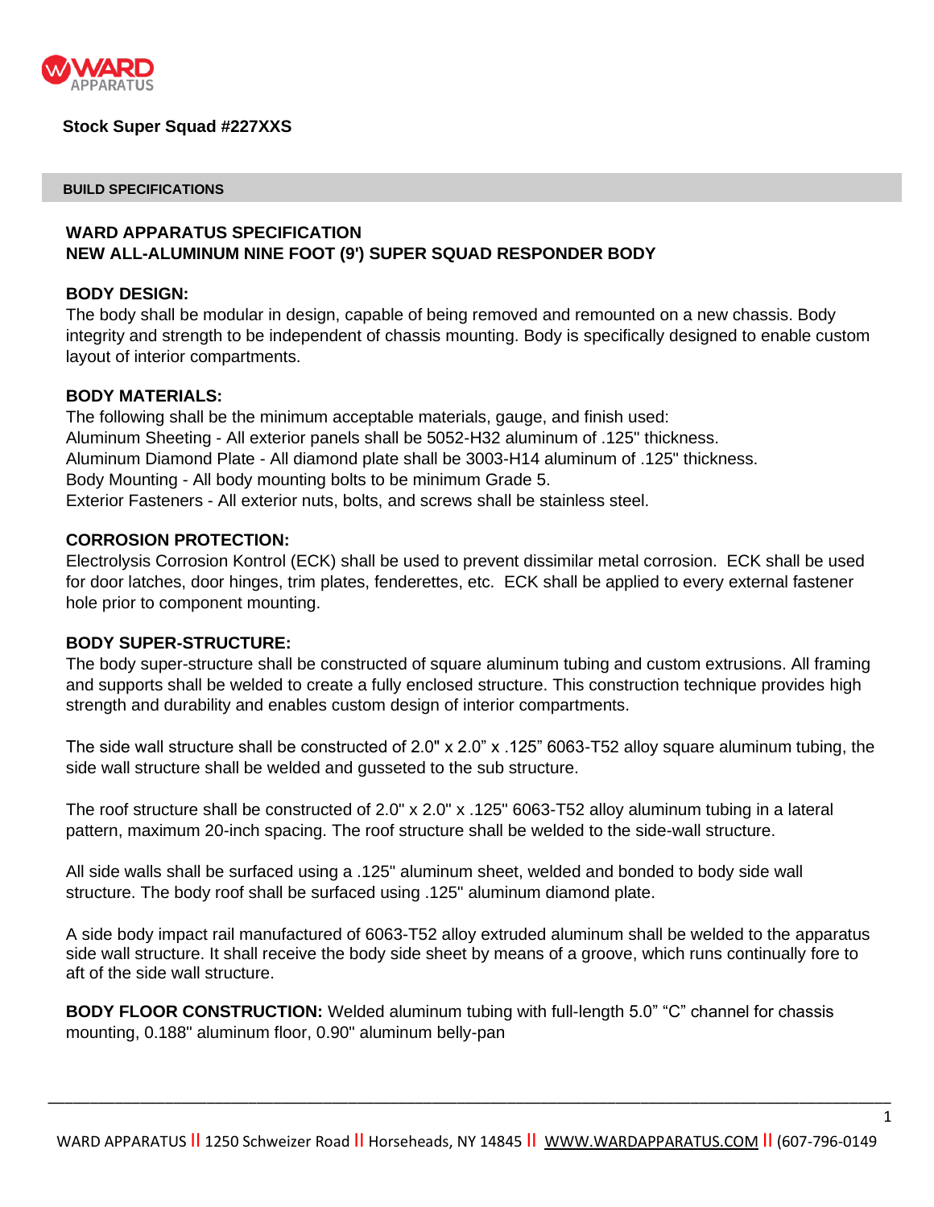**Stock Super Squad #227XXS**

**BUILD SPECIFICATIONS**

## WARD APPARATUS SPECIFICATION
## NEW ALL-ALUMINUM NINE FOOT (9') SUPER SQUAD RESPONDER BODY

**BODY DESIGN:**
The body shall be modular in design, capable of being removed and remounted on a new chassis. Body integrity and strength to be independent of chassis mounting. Body is specifically designed to enable custom layout of interior compartments.

**BODY MATERIALS:**
The following shall be the minimum acceptable materials, gauge, and finish used:
Aluminum Sheeting - All exterior panels shall be 5052-H32 aluminum of .125" thickness.
Aluminum Diamond Plate - All diamond plate shall be 3003-H14 aluminum of .125" thickness.
Body Mounting - All body mounting bolts to be minimum Grade 5.
Exterior Fasteners - All exterior nuts, bolts, and screws shall be stainless steel.

**CORROSION PROTECTION:**
Electrolysis Corrosion Kontrol (ECK) shall be used to prevent dissimilar metal corrosion. ECK shall be used for door latches, door hinges, trim plates, fenderettes, etc. ECK shall be applied to every external fastener hole prior to component mounting.

**BODY SUPER-STRUCTURE:**
The body super-structure shall be constructed of square aluminum tubing and custom extrusions. All framing and supports shall be welded to create a fully enclosed structure. This construction technique provides high strength and durability and enables custom design of interior compartments.

The side wall structure shall be constructed of 2.0" x 2.0" x .125" 6063-T52 alloy square aluminum tubing, the side wall structure shall be welded and gusseted to the sub structure.

The roof structure shall be constructed of 2.0" x 2.0" x .125" 6063-T52 alloy aluminum tubing in a lateral pattern, maximum 20-inch spacing. The roof structure shall be welded to the side-wall structure.

All side walls shall be surfaced using a .125" aluminum sheet, welded and bonded to body side wall structure. The body roof shall be surfaced using .125" aluminum diamond plate.

A side body impact rail manufactured of 6063-T52 alloy extruded aluminum shall be welded to the apparatus side wall structure. It shall receive the body side sheet by means of a groove, which runs continually fore to aft of the side wall structure.

**BODY FLOOR CONSTRUCTION:** Welded aluminum tubing with full-length 5.0" "C" channel for chassis mounting, 0.188" aluminum floor, 0.90" aluminum belly-pan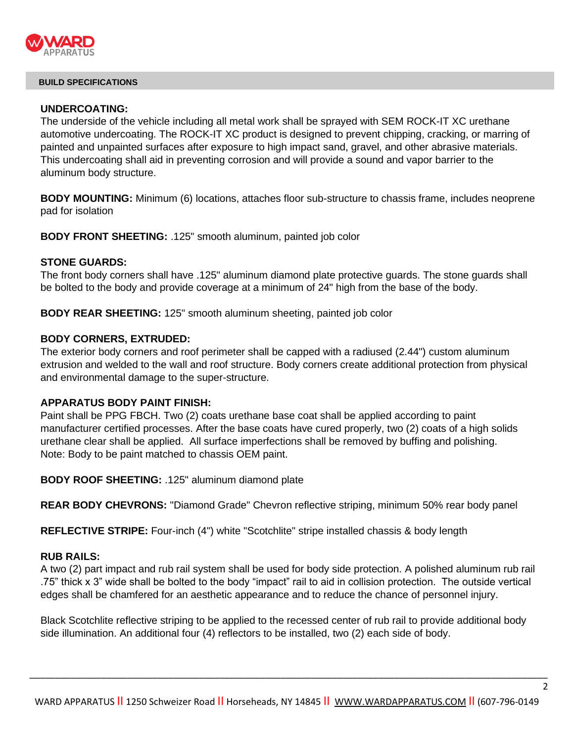## BUILD SPECIFICATIONS

**UNDERCOATING:**
The underside of the vehicle including all metal work shall be sprayed with SEM ROCK-IT XC urethane automotive undercoating. The ROCK-IT XC product is designed to prevent chipping, cracking, or marring of painted and unpainted surfaces after exposure to high impact sand, gravel, and other abrasive materials. This undercoating shall aid in preventing corrosion and will provide a sound and vapor barrier to the aluminum body structure.

**BODY MOUNTING:** Minimum (6) locations, attaches floor sub-structure to chassis frame, includes neoprene pad for isolation

**BODY FRONT SHEETING:** .125" smooth aluminum, painted job color

**STONE GUARDS:**
The front body corners shall have .125" aluminum diamond plate protective guards. The stone guards shall be bolted to the body and provide coverage at a minimum of 24" high from the base of the body.

**BODY REAR SHEETING:** 125" smooth aluminum sheeting, painted job color

**BODY CORNERS, EXTRUDED:**
The exterior body corners and roof perimeter shall be capped with a radiused (2.44") custom aluminum extrusion and welded to the wall and roof structure. Body corners create additional protection from physical and environmental damage to the super-structure.

**APPARATUS BODY PAINT FINISH:**
Paint shall be PPG FBCH. Two (2) coats urethane base coat shall be applied according to paint manufacturer certified processes. After the base coats have cured properly, two (2) coats of a high solids urethane clear shall be applied. All surface imperfections shall be removed by buffing and polishing.
Note: Body to be paint matched to chassis OEM paint.

**BODY ROOF SHEETING:** .125" aluminum diamond plate

**REAR BODY CHEVRONS:** "Diamond Grade" Chevron reflective striping, minimum 50% rear body panel

**REFLECTIVE STRIPE:** Four-inch (4") white "Scotchlite" stripe installed chassis & body length

**RUB RAILS:**
A two (2) part impact and rub rail system shall be used for body side protection. A polished aluminum rub rail .75" thick x 3" wide shall be bolted to the body "impact" rail to aid in collision protection. The outside vertical edges shall be chamfered for an aesthetic appearance and to reduce the chance of personnel injury.

Black Scotchlite reflective striping to be applied to the recessed center of rub rail to provide additional body side illumination. An additional four (4) reflectors to be installed, two (2) each side of body.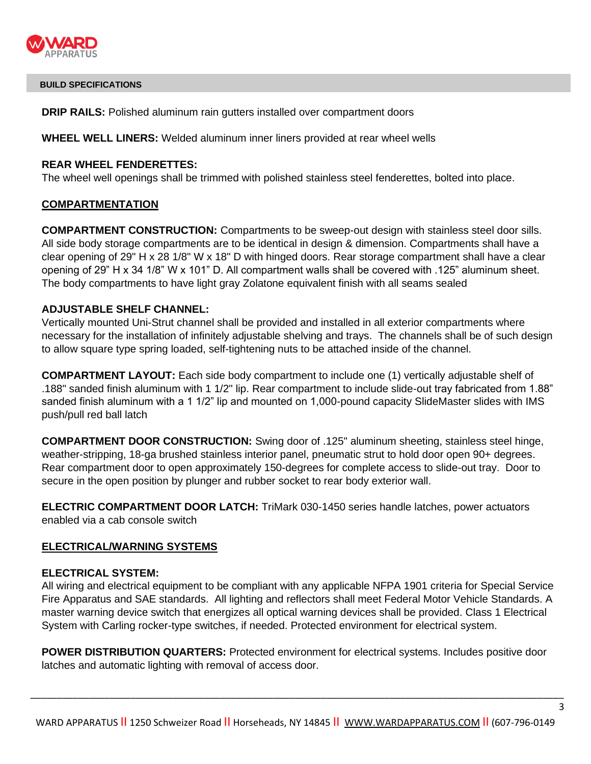**BUILD SPECIFICATIONS**

**DRIP RAILS:** Polished aluminum rain gutters installed over compartment doors

**WHEEL WELL LINERS:** Welded aluminum inner liners provided at rear wheel wells

**REAR WHEEL FENDERETTES:**
The wheel well openings shall be trimmed with polished stainless steel fenderettes, bolted into place.

## COMPARTMENTATION

**COMPARTMENT CONSTRUCTION:** Compartments to be sweep-out design with stainless steel door sills. All side body storage compartments are to be identical in design & dimension. Compartments shall have a clear opening of 29" H x 28 1/8" W x 18" D with hinged doors. Rear storage compartment shall have a clear opening of 29" H x 34 1/8" W x 101" D. All compartment walls shall be covered with .125" aluminum sheet. The body compartments to have light gray Zolatone equivalent finish with all seams sealed

**ADJUSTABLE SHELF CHANNEL:**
Vertically mounted Uni-Strut channel shall be provided and installed in all exterior compartments where necessary for the installation of infinitely adjustable shelving and trays. The channels shall be of such design to allow square type spring loaded, self-tightening nuts to be attached inside of the channel.

**COMPARTMENT LAYOUT:** Each side body compartment to include one (1) vertically adjustable shelf of .188" sanded finish aluminum with 1 1/2" lip. Rear compartment to include slide-out tray fabricated from 1.88" sanded finish aluminum with a 1 1/2" lip and mounted on 1,000-pound capacity SlideMaster slides with IMS push/pull red ball latch

**COMPARTMENT DOOR CONSTRUCTION:** Swing door of .125" aluminum sheeting, stainless steel hinge, weather-stripping, 18-ga brushed stainless interior panel, pneumatic strut to hold door open 90+ degrees. Rear compartment door to open approximately 150-degrees for complete access to slide-out tray. Door to secure in the open position by plunger and rubber socket to rear body exterior wall.

**ELECTRIC COMPARTMENT DOOR LATCH:** TriMark 030-1450 series handle latches, power actuators enabled via a cab console switch

## ELECTRICAL/WARNING SYSTEMS

**ELECTRICAL SYSTEM:**
All wiring and electrical equipment to be compliant with any applicable NFPA 1901 criteria for Special Service Fire Apparatus and SAE standards. All lighting and reflectors shall meet Federal Motor Vehicle Standards. A master warning device switch that energizes all optical warning devices shall be provided. Class 1 Electrical System with Carling rocker-type switches, if needed. Protected environment for electrical system.

**POWER DISTRIBUTION QUARTERS:** Protected environment for electrical systems. Includes positive door latches and automatic lighting with removal of access door.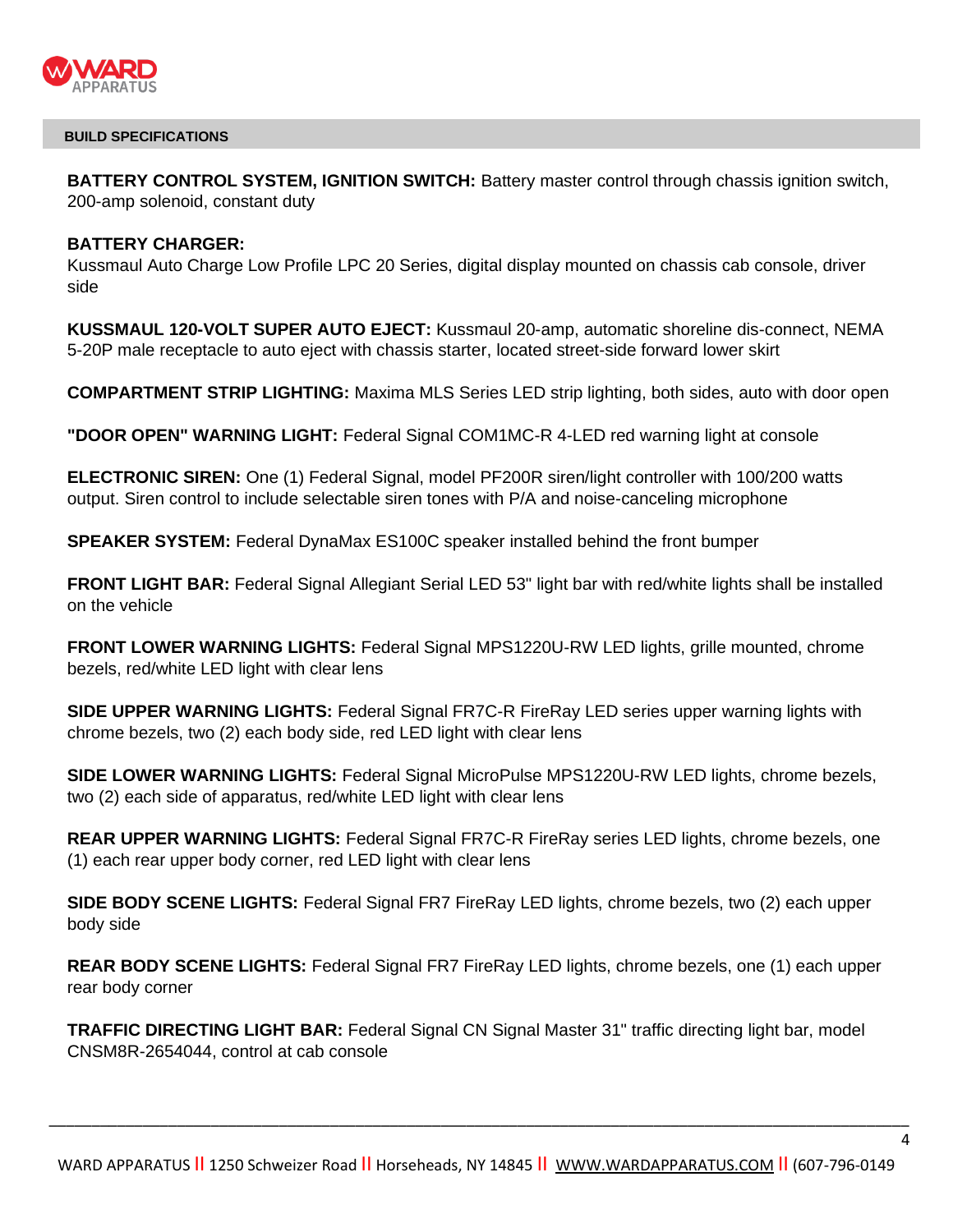## BUILD SPECIFICATIONS

**BATTERY CONTROL SYSTEM, IGNITION SWITCH:** Battery master control through chassis ignition switch, 200-amp solenoid, constant duty

**BATTERY CHARGER:**
Kussmaul Auto Charge Low Profile LPC 20 Series, digital display mounted on chassis cab console, driver side

**KUSSMAUL 120-VOLT SUPER AUTO EJECT:** Kussmaul 20-amp, automatic shoreline dis-connect, NEMA 5-20P male receptacle to auto eject with chassis starter, located street-side forward lower skirt

**COMPARTMENT STRIP LIGHTING:** Maxima MLS Series LED strip lighting, both sides, auto with door open

**"DOOR OPEN" WARNING LIGHT:** Federal Signal COM1MC-R 4-LED red warning light at console

**ELECTRONIC SIREN:** One (1) Federal Signal, model PF200R siren/light controller with 100/200 watts output. Siren control to include selectable siren tones with P/A and noise-canceling microphone

**SPEAKER SYSTEM:** Federal DynaMax ES100C speaker installed behind the front bumper

**FRONT LIGHT BAR:** Federal Signal Allegiant Serial LED 53" light bar with red/white lights shall be installed on the vehicle

**FRONT LOWER WARNING LIGHTS:** Federal Signal MPS1220U-RW LED lights, grille mounted, chrome bezels, red/white LED light with clear lens

**SIDE UPPER WARNING LIGHTS:** Federal Signal FR7C-R FireRay LED series upper warning lights with chrome bezels, two (2) each body side, red LED light with clear lens

**SIDE LOWER WARNING LIGHTS:** Federal Signal MicroPulse MPS1220U-RW LED lights, chrome bezels, two (2) each side of apparatus, red/white LED light with clear lens

**REAR UPPER WARNING LIGHTS:** Federal Signal FR7C-R FireRay series LED lights, chrome bezels, one (1) each rear upper body corner, red LED light with clear lens

**SIDE BODY SCENE LIGHTS:** Federal Signal FR7 FireRay LED lights, chrome bezels, two (2) each upper body side

**REAR BODY SCENE LIGHTS:** Federal Signal FR7 FireRay LED lights, chrome bezels, one (1) each upper rear body corner

**TRAFFIC DIRECTING LIGHT BAR:** Federal Signal CN Signal Master 31" traffic directing light bar, model CNSM8R-2654044, control at cab console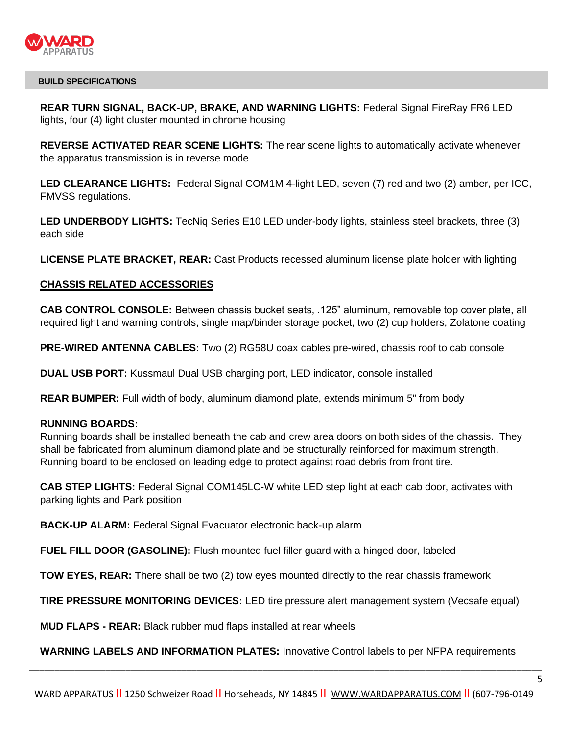**BUILD SPECIFICATIONS**

**REAR TURN SIGNAL, BACK-UP, BRAKE, AND WARNING LIGHTS:** Federal Signal FireRay FR6 LED lights, four (4) light cluster mounted in chrome housing

**REVERSE ACTIVATED REAR SCENE LIGHTS:** The rear scene lights to automatically activate whenever the apparatus transmission is in reverse mode

**LED CLEARANCE LIGHTS:** Federal Signal COM1M 4-light LED, seven (7) red and two (2) amber, per ICC, FMVSS regulations.

**LED UNDERBODY LIGHTS:** TecNiq Series E10 LED under-body lights, stainless steel brackets, three (3) each side

**LICENSE PLATE BRACKET, REAR:** Cast Products recessed aluminum license plate holder with lighting

## CHASSIS RELATED ACCESSORIES

**CAB CONTROL CONSOLE:** Between chassis bucket seats, .125" aluminum, removable top cover plate, all required light and warning controls, single map/binder storage pocket, two (2) cup holders, Zolatone coating

**PRE-WIRED ANTENNA CABLES:** Two (2) RG58U coax cables pre-wired, chassis roof to cab console

**DUAL USB PORT:** Kussmaul Dual USB charging port, LED indicator, console installed

**REAR BUMPER:** Full width of body, aluminum diamond plate, extends minimum 5" from body

**RUNNING BOARDS:**
Running boards shall be installed beneath the cab and crew area doors on both sides of the chassis. They shall be fabricated from aluminum diamond plate and be structurally reinforced for maximum strength. Running board to be enclosed on leading edge to protect against road debris from front tire.

**CAB STEP LIGHTS:** Federal Signal COM145LC-W white LED step light at each cab door, activates with parking lights and Park position

**BACK-UP ALARM:** Federal Signal Evacuator electronic back-up alarm

**FUEL FILL DOOR (GASOLINE):** Flush mounted fuel filler guard with a hinged door, labeled

**TOW EYES, REAR:** There shall be two (2) tow eyes mounted directly to the rear chassis framework

**TIRE PRESSURE MONITORING DEVICES:** LED tire pressure alert management system (Vecsafe equal)

**MUD FLAPS - REAR:** Black rubber mud flaps installed at rear wheels

**WARNING LABELS AND INFORMATION PLATES:** Innovative Control labels to per NFPA requirements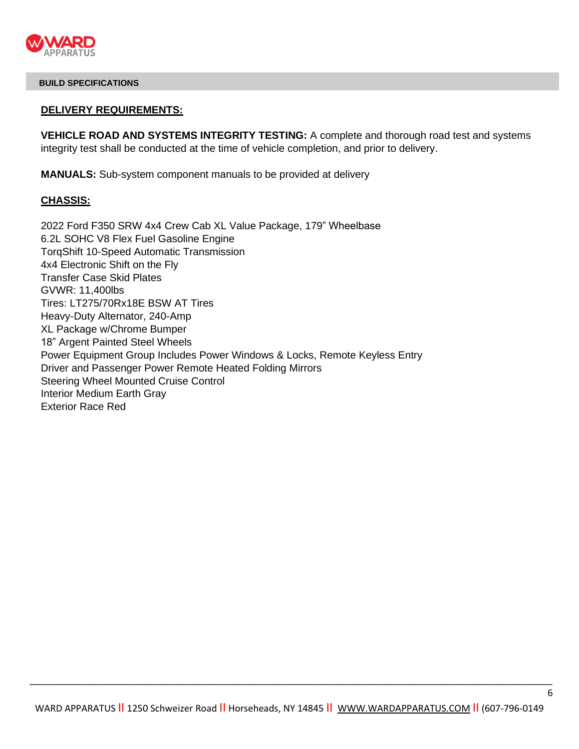**BUILD SPECIFICATIONS**

## DELIVERY REQUIREMENTS:

**VEHICLE ROAD AND SYSTEMS INTEGRITY TESTING:** A complete and thorough road test and systems integrity test shall be conducted at the time of vehicle completion, and prior to delivery.

**MANUALS:** Sub-system component manuals to be provided at delivery

## CHASSIS:

2022 Ford F350 SRW 4x4 Crew Cab XL Value Package, 179" Wheelbase
6.2L SOHC V8 Flex Fuel Gasoline Engine
TorqShift 10-Speed Automatic Transmission
4x4 Electronic Shift on the Fly
Transfer Case Skid Plates
GVWR: 11,400lbs
Tires: LT275/70Rx18E BSW AT Tires
Heavy-Duty Alternator, 240-Amp
XL Package w/Chrome Bumper
18" Argent Painted Steel Wheels
Power Equipment Group Includes Power Windows & Locks, Remote Keyless Entry
Driver and Passenger Power Remote Heated Folding Mirrors
Steering Wheel Mounted Cruise Control
Interior Medium Earth Gray
Exterior Race Red